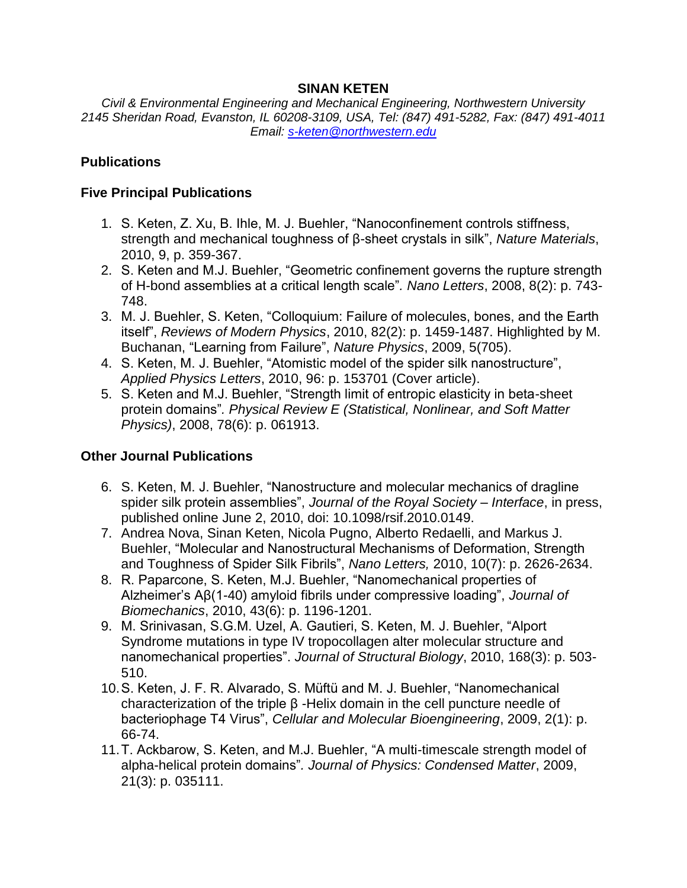# SINAN KETEN

*Civil & Environmental Engineering and Mechanical Engineering, Northwestern University*
*2145 Sheridan Road, Evanston, IL 60208-3109, USA, Tel: (847) 491-5282, Fax: (847) 491-4011*
*Email: s-keten@northwestern.edu*

## Publications

### Five Principal Publications

1. S. Keten, Z. Xu, B. Ihle, M. J. Buehler, "Nanoconfinement controls stiffness, strength and mechanical toughness of β-sheet crystals in silk", *Nature Materials*, 2010, 9, p. 359-367.
2. S. Keten and M.J. Buehler, "Geometric confinement governs the rupture strength of H-bond assemblies at a critical length scale". *Nano Letters*, 2008, 8(2): p. 743-748.
3. M. J. Buehler, S. Keten, "Colloquium: Failure of molecules, bones, and the Earth itself", *Reviews of Modern Physics*, 2010, 82(2): p. 1459-1487. Highlighted by M. Buchanan, "Learning from Failure", *Nature Physics*, 2009, 5(705).
4. S. Keten, M. J. Buehler, "Atomistic model of the spider silk nanostructure", *Applied Physics Letters*, 2010, 96: p. 153701 (Cover article).
5. S. Keten and M.J. Buehler, "Strength limit of entropic elasticity in beta-sheet protein domains". *Physical Review E (Statistical, Nonlinear, and Soft Matter Physics)*, 2008, 78(6): p. 061913.

### Other Journal Publications

6. S. Keten, M. J. Buehler, "Nanostructure and molecular mechanics of dragline spider silk protein assemblies", *Journal of the Royal Society – Interface*, in press, published online June 2, 2010, doi: 10.1098/rsif.2010.0149.
7. Andrea Nova, Sinan Keten, Nicola Pugno, Alberto Redaelli, and Markus J. Buehler, "Molecular and Nanostructural Mechanisms of Deformation, Strength and Toughness of Spider Silk Fibrils", *Nano Letters,* 2010, 10(7): p. 2626-2634.
8. R. Paparcone, S. Keten, M.J. Buehler, "Nanomechanical properties of Alzheimer's Aβ(1-40) amyloid fibrils under compressive loading", *Journal of Biomechanics*, 2010, 43(6): p. 1196-1201.
9. M. Srinivasan, S.G.M. Uzel, A. Gautieri, S. Keten, M. J. Buehler, "Alport Syndrome mutations in type IV tropocollagen alter molecular structure and nanomechanical properties". *Journal of Structural Biology*, 2010, 168(3): p. 503-510.
10. S. Keten, J. F. R. Alvarado, S. Müftü and M. J. Buehler, "Nanomechanical characterization of the triple β -Helix domain in the cell puncture needle of bacteriophage T4 Virus", *Cellular and Molecular Bioengineering*, 2009, 2(1): p. 66-74.
11. T. Ackbarow, S. Keten, and M.J. Buehler, "A multi-timescale strength model of alpha-helical protein domains". *Journal of Physics: Condensed Matter*, 2009, 21(3): p. 035111.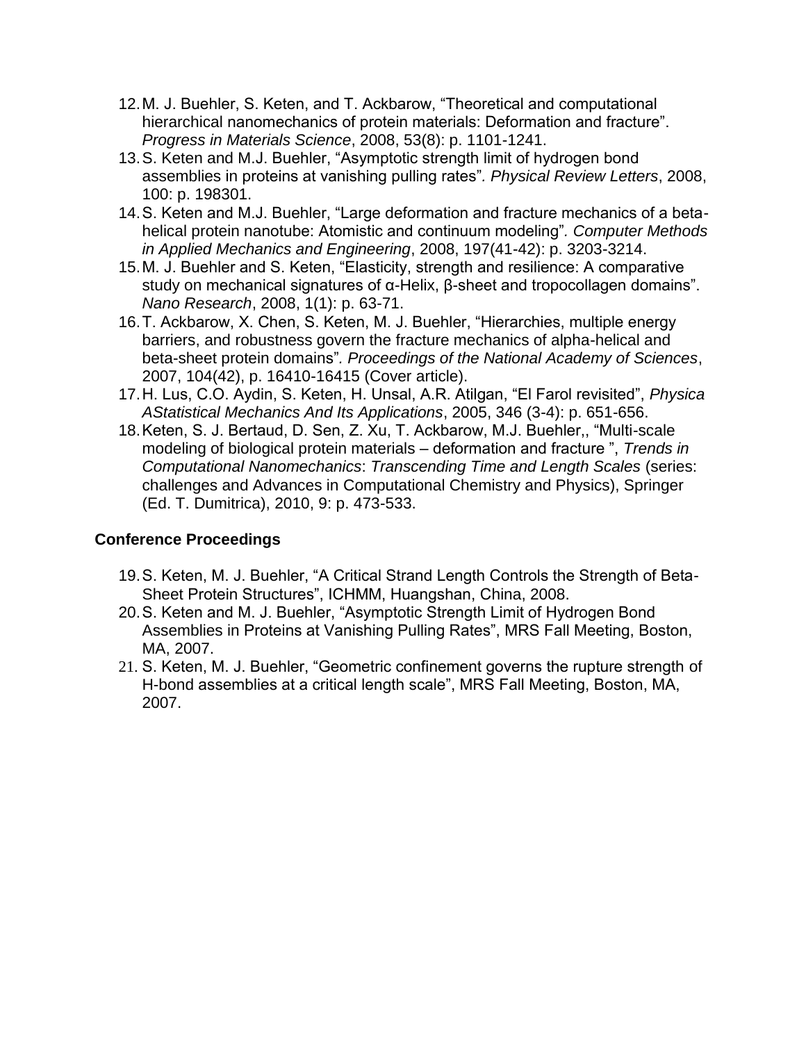12. M. J. Buehler, S. Keten, and T. Ackbarow, “Theoretical and computational hierarchical nanomechanics of protein materials: Deformation and fracture”. *Progress in Materials Science*, 2008, 53(8): p. 1101-1241.
13. S. Keten and M.J. Buehler, “Asymptotic strength limit of hydrogen bond assemblies in proteins at vanishing pulling rates”*. Physical Review Letters*, 2008, 100: p. 198301.
14. S. Keten and M.J. Buehler, “Large deformation and fracture mechanics of a beta-helical protein nanotube: Atomistic and continuum modeling”*. Computer Methods in Applied Mechanics and Engineering*, 2008, 197(41-42): p. 3203-3214.
15. M. J. Buehler and S. Keten, “Elasticity, strength and resilience: A comparative study on mechanical signatures of α-Helix, β-sheet and tropocollagen domains”. *Nano Research*, 2008, 1(1): p. 63-71.
16. T. Ackbarow, X. Chen, S. Keten, M. J. Buehler, “Hierarchies, multiple energy barriers, and robustness govern the fracture mechanics of alpha-helical and beta-sheet protein domains”*. Proceedings of the National Academy of Sciences*, 2007, 104(42), p. 16410-16415 (Cover article).
17. H. Lus, C.O. Aydin, S. Keten, H. Unsal, A.R. Atilgan, “El Farol revisited”, *Physica AStatistical Mechanics And Its Applications*, 2005, 346 (3-4): p. 651-656.
18. Keten, S. J. Bertaud, D. Sen, Z. Xu, T. Ackbarow, M.J. Buehler,, “Multi-scale modeling of biological protein materials – deformation and fracture ”, *Trends in Computational Nanomechanics*: *Transcending Time and Length Scales* (series: challenges and Advances in Computational Chemistry and Physics), Springer (Ed. T. Dumitrica), 2010, 9: p. 473-533.

### Conference Proceedings

19. S. Keten, M. J. Buehler, “A Critical Strand Length Controls the Strength of Beta-Sheet Protein Structures”, ICHMM, Huangshan, China, 2008.
20. S. Keten and M. J. Buehler, “Asymptotic Strength Limit of Hydrogen Bond Assemblies in Proteins at Vanishing Pulling Rates”, MRS Fall Meeting, Boston, MA, 2007.
21. S. Keten, M. J. Buehler, “Geometric confinement governs the rupture strength of H-bond assemblies at a critical length scale”, MRS Fall Meeting, Boston, MA, 2007.